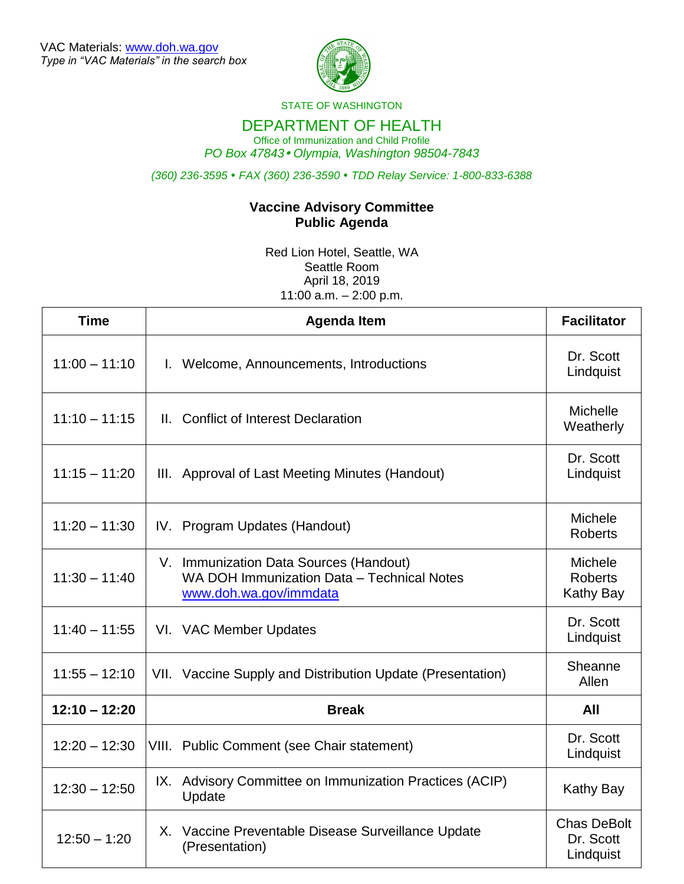VAC Materials: [www.doh.wa.gov](http://www.doh.wa.gov)
*Type in "VAC Materials" in the search box*

STATE OF WASHINGTON

DEPARTMENT OF HEALTH
Office of Immunization and Child Profile
*PO Box 47843 • Olympia, Washington 98504-7843*

*(360) 236-3595 • FAX (360) 236-3590 • TDD Relay Service: 1-800-833-6388*

**Vaccine Advisory Committee**
**Public Agenda**

Red Lion Hotel, Seattle, WA
Seattle Room
April 18, 2019
11:00 a.m. – 2:00 p.m.

| Time | Agenda Item | Facilitator |
|---|---|---|
| 11:00 – 11:10 | I. Welcome, Announcements, Introductions | Dr. Scott Lindquist |
| 11:10 – 11:15 | II. Conflict of Interest Declaration | Michelle Weatherly |
| 11:15 – 11:20 | III. Approval of Last Meeting Minutes (Handout) | Dr. Scott Lindquist |
| 11:20 – 11:30 | IV. Program Updates (Handout) | Michele Roberts |
| 11:30 – 11:40 | V. Immunization Data Sources (Handout)<br>WA DOH Immunization Data – Technical Notes<br>[www.doh.wa.gov/immdata](http://www.doh.wa.gov/immdata) | Michele Roberts<br>Kathy Bay |
| 11:40 – 11:55 | VI. VAC Member Updates | Dr. Scott Lindquist |
| 11:55 – 12:10 | VII. Vaccine Supply and Distribution Update (Presentation) | Sheanne Allen |
| **12:10 – 12:20** | **Break** | **All** |
| 12:20 – 12:30 | VIII. Public Comment (see Chair statement) | Dr. Scott Lindquist |
| 12:30 – 12:50 | IX. Advisory Committee on Immunization Practices (ACIP) Update | Kathy Bay |
| 12:50 – 1:20 | X. Vaccine Preventable Disease Surveillance Update (Presentation) | Chas DeBolt<br>Dr. Scott Lindquist |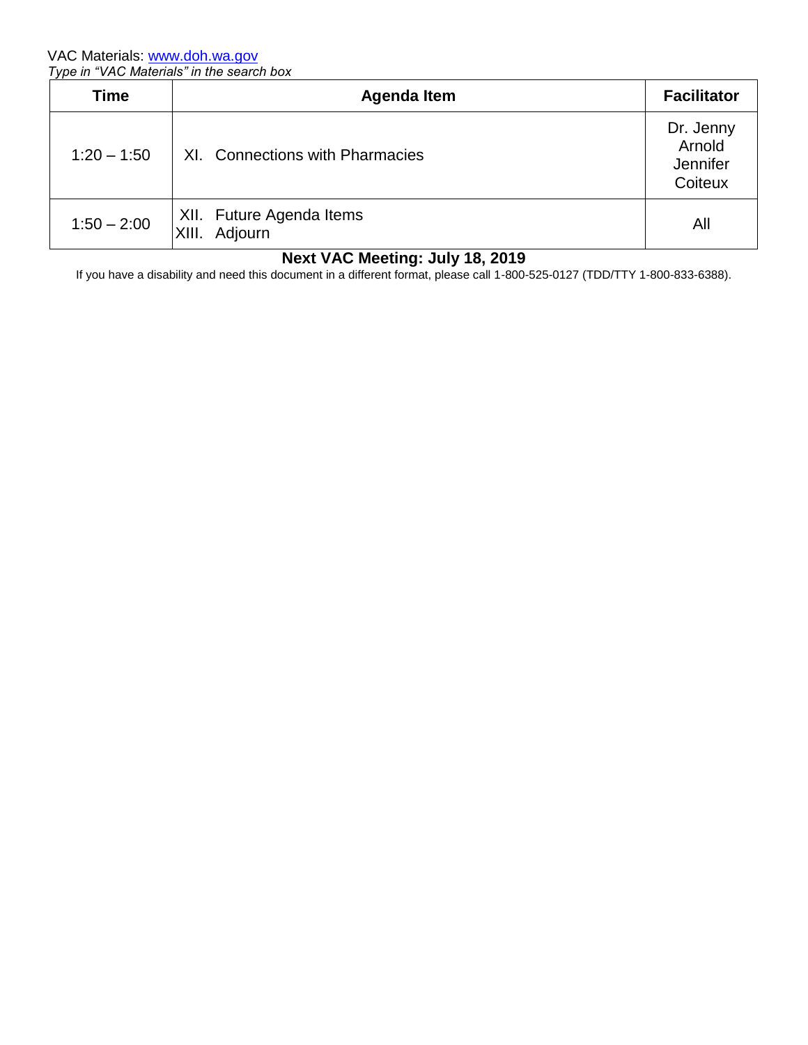VAC Materials: [www.doh.wa.gov](http://www.doh.wa.gov)
*Type in "VAC Materials" in the search box*

| Time | Agenda Item | Facilitator |
|---|---|---|
| 1:20 – 1:50 | XI. Connections with Pharmacies | Dr. Jenny Arnold Jennifer Coiteux |
| 1:50 – 2:00 | XII. Future Agenda Items<br>XIII. Adjourn | All |

**Next VAC Meeting: July 18, 2019**

If you have a disability and need this document in a different format, please call 1-800-525-0127 (TDD/TTY 1-800-833-6388).